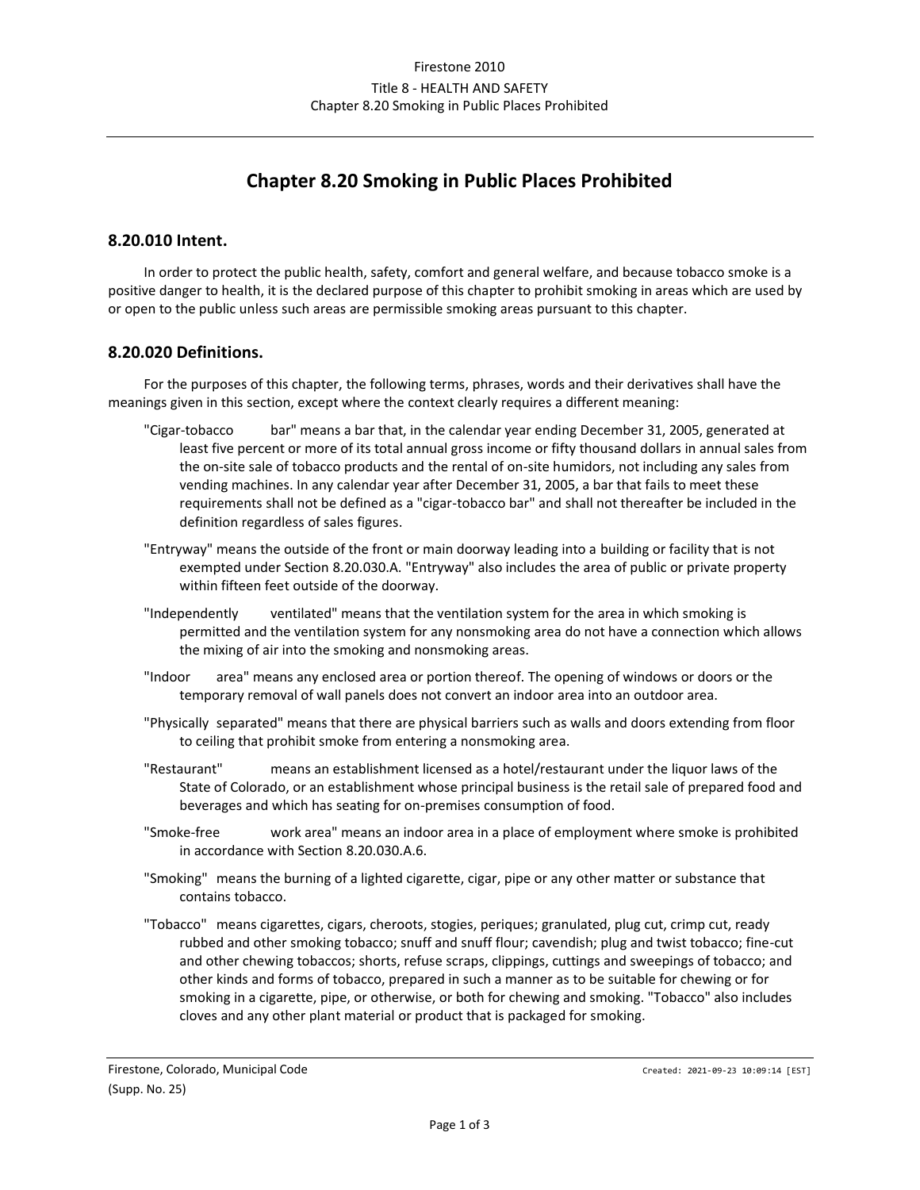# Chapter 8.20 Smoking in Public Places Prohibited

## 8.20.010 Intent.

In order to protect the public health, safety, comfort and general welfare, and because tobacco smoke is a positive danger to health, it is the declared purpose of this chapter to prohibit smoking in areas which are used by or open to the public unless such areas are permissible smoking areas pursuant to this chapter.

## 8.20.020 Definitions.

For the purposes of this chapter, the following terms, phrases, words and their derivatives shall have the meanings given in this section, except where the context clearly requires a different meaning:

"Cigar-tobacco bar" means a bar that, in the calendar year ending December 31, 2005, generated at least five percent or more of its total annual gross income or fifty thousand dollars in annual sales from the on-site sale of tobacco products and the rental of on-site humidors, not including any sales from vending machines. In any calendar year after December 31, 2005, a bar that fails to meet these requirements shall not be defined as a "cigar-tobacco bar" and shall not thereafter be included in the definition regardless of sales figures.

"Entryway" means the outside of the front or main doorway leading into a building or facility that is not exempted under Section 8.20.030.A. "Entryway" also includes the area of public or private property within fifteen feet outside of the doorway.

"Independently ventilated" means that the ventilation system for the area in which smoking is permitted and the ventilation system for any nonsmoking area do not have a connection which allows the mixing of air into the smoking and nonsmoking areas.

"Indoor area" means any enclosed area or portion thereof. The opening of windows or doors or the temporary removal of wall panels does not convert an indoor area into an outdoor area.

"Physically separated" means that there are physical barriers such as walls and doors extending from floor to ceiling that prohibit smoke from entering a nonsmoking area.

"Restaurant" means an establishment licensed as a hotel/restaurant under the liquor laws of the State of Colorado, or an establishment whose principal business is the retail sale of prepared food and beverages and which has seating for on-premises consumption of food.

"Smoke-free work area" means an indoor area in a place of employment where smoke is prohibited in accordance with Section 8.20.030.A.6.

"Smoking" means the burning of a lighted cigarette, cigar, pipe or any other matter or substance that contains tobacco.

"Tobacco" means cigarettes, cigars, cheroots, stogies, periques; granulated, plug cut, crimp cut, ready rubbed and other smoking tobacco; snuff and snuff flour; cavendish; plug and twist tobacco; fine-cut and other chewing tobaccos; shorts, refuse scraps, clippings, cuttings and sweepings of tobacco; and other kinds and forms of tobacco, prepared in such a manner as to be suitable for chewing or for smoking in a cigarette, pipe, or otherwise, or both for chewing and smoking. "Tobacco" also includes cloves and any other plant material or product that is packaged for smoking.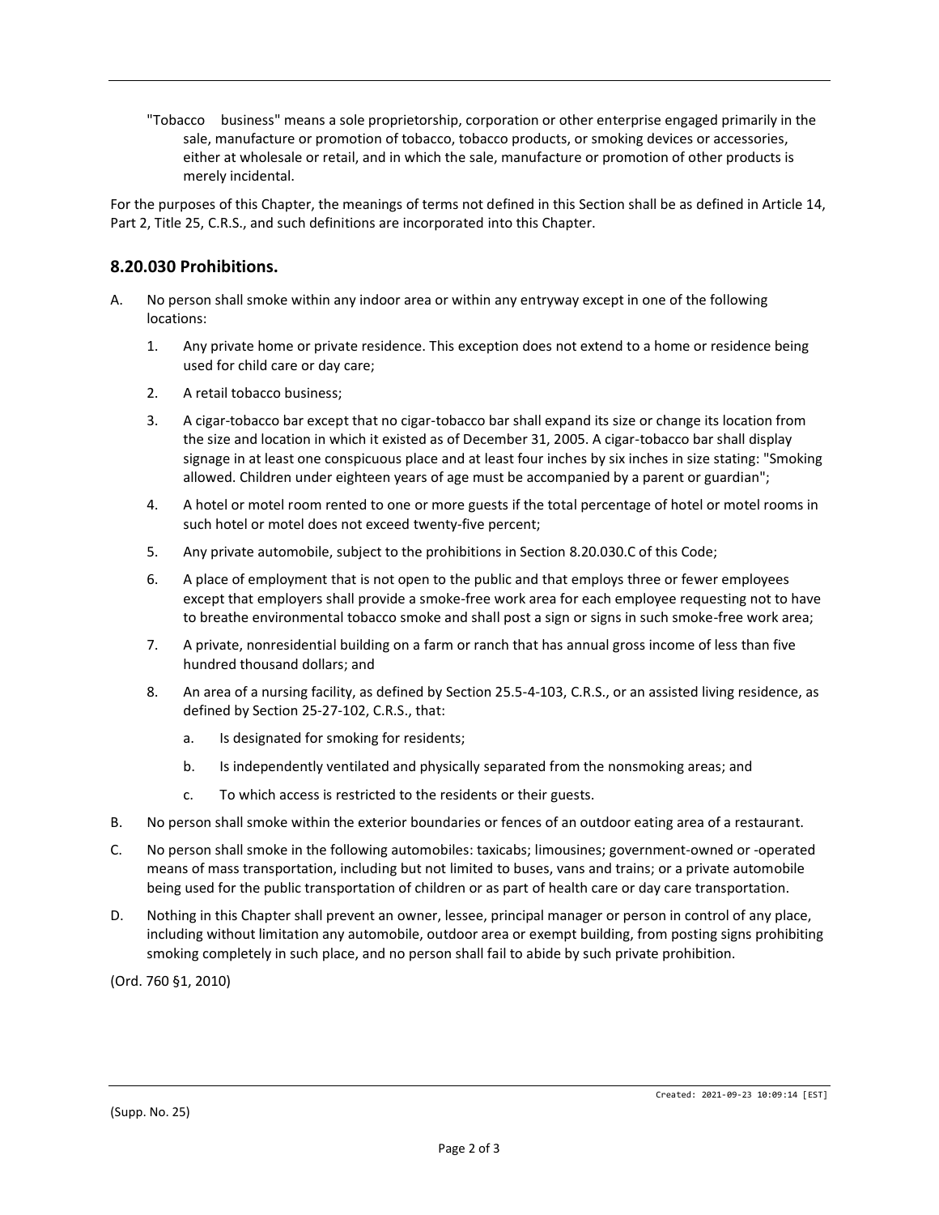"Tobacco business" means a sole proprietorship, corporation or other enterprise engaged primarily in the sale, manufacture or promotion of tobacco, tobacco products, or smoking devices or accessories, either at wholesale or retail, and in which the sale, manufacture or promotion of other products is merely incidental.

For the purposes of this Chapter, the meanings of terms not defined in this Section shall be as defined in Article 14, Part 2, Title 25, C.R.S., and such definitions are incorporated into this Chapter.

## 8.20.030 Prohibitions.

A. No person shall smoke within any indoor area or within any entryway except in one of the following locations:

   1. Any private home or private residence. This exception does not extend to a home or residence being used for child care or day care;

   2. A retail tobacco business;

   3. A cigar-tobacco bar except that no cigar-tobacco bar shall expand its size or change its location from the size and location in which it existed as of December 31, 2005. A cigar-tobacco bar shall display signage in at least one conspicuous place and at least four inches by six inches in size stating: "Smoking allowed. Children under eighteen years of age must be accompanied by a parent or guardian";

   4. A hotel or motel room rented to one or more guests if the total percentage of hotel or motel rooms in such hotel or motel does not exceed twenty-five percent;

   5. Any private automobile, subject to the prohibitions in Section 8.20.030.C of this Code;

   6. A place of employment that is not open to the public and that employs three or fewer employees except that employers shall provide a smoke-free work area for each employee requesting not to have to breathe environmental tobacco smoke and shall post a sign or signs in such smoke-free work area;

   7. A private, nonresidential building on a farm or ranch that has annual gross income of less than five hundred thousand dollars; and

   8. An area of a nursing facility, as defined by Section 25.5-4-103, C.R.S., or an assisted living residence, as defined by Section 25-27-102, C.R.S., that:

      a. Is designated for smoking for residents;

      b. Is independently ventilated and physically separated from the nonsmoking areas; and

      c. To which access is restricted to the residents or their guests.

B. No person shall smoke within the exterior boundaries or fences of an outdoor eating area of a restaurant.

C. No person shall smoke in the following automobiles: taxicabs; limousines; government-owned or -operated means of mass transportation, including but not limited to buses, vans and trains; or a private automobile being used for the public transportation of children or as part of health care or day care transportation.

D. Nothing in this Chapter shall prevent an owner, lessee, principal manager or person in control of any place, including without limitation any automobile, outdoor area or exempt building, from posting signs prohibiting smoking completely in such place, and no person shall fail to abide by such private prohibition.

(Ord. 760 §1, 2010)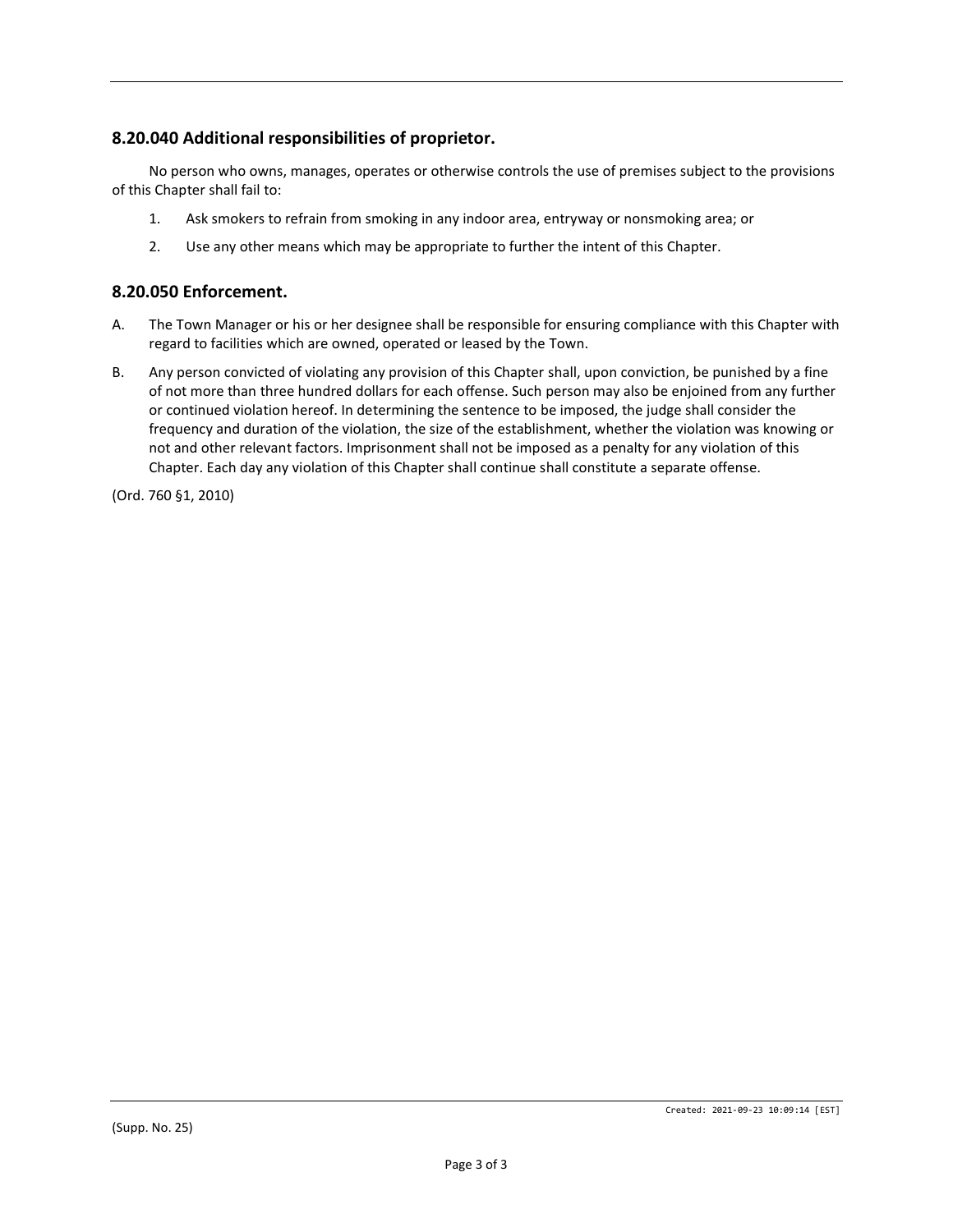### 8.20.040 Additional responsibilities of proprietor.

No person who owns, manages, operates or otherwise controls the use of premises subject to the provisions of this Chapter shall fail to:

1. Ask smokers to refrain from smoking in any indoor area, entryway or nonsmoking area; or
2. Use any other means which may be appropriate to further the intent of this Chapter.

### 8.20.050 Enforcement.

A. The Town Manager or his or her designee shall be responsible for ensuring compliance with this Chapter with regard to facilities which are owned, operated or leased by the Town.

B. Any person convicted of violating any provision of this Chapter shall, upon conviction, be punished by a fine of not more than three hundred dollars for each offense. Such person may also be enjoined from any further or continued violation hereof. In determining the sentence to be imposed, the judge shall consider the frequency and duration of the violation, the size of the establishment, whether the violation was knowing or not and other relevant factors. Imprisonment shall not be imposed as a penalty for any violation of this Chapter. Each day any violation of this Chapter shall continue shall constitute a separate offense.

(Ord. 760 §1, 2010)